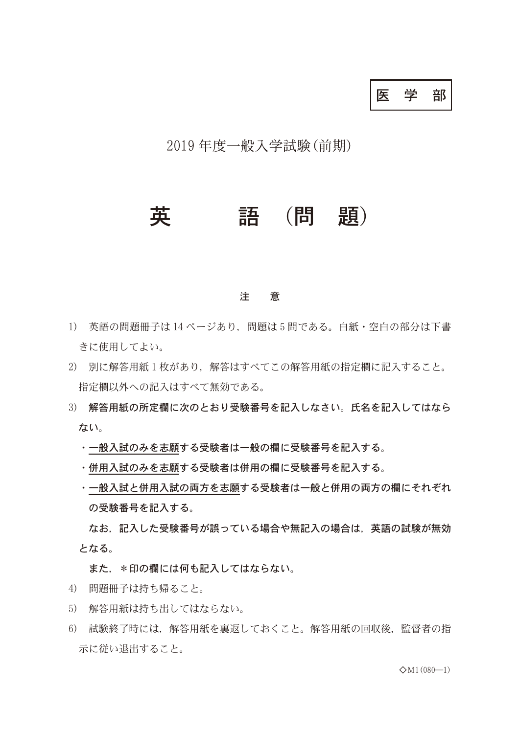医　学　部

2019 年度一般入学試験(前期)

# 英　　語 (問　題)

**注　　意**

1) 英語の問題冊子は 14 ページあり，問題は 5 問である。白紙・空白の部分は下書きに使用してよい。

2) 別に解答用紙 1 枚があり，解答はすべてこの解答用紙の指定欄に記入すること。指定欄以外への記入はすべて無効である。

3) **解答用紙の所定欄に次のとおり受験番号を記入しなさい。氏名を記入してはならない。**

   **・<u>一般入試のみを志願</u>する受験者は一般の欄に受験番号を記入する。**

   **・<u>併用入試のみを志願</u>する受験者は併用の欄に受験番号を記入する。**

   **・<u>一般入試と併用入試の両方を志願</u>する受験者は一般と併用の両方の欄にそれぞれの受験番号を記入する。**

   **なお，記入した受験番号が誤っている場合や無記入の場合は，英語の試験が無効となる。**

   **また，＊印の欄には何も記入してはならない。**

4) 問題冊子は持ち帰ること。

5) 解答用紙は持ち出してはならない。

6) 試験終了時には，解答用紙を裏返しておくこと。解答用紙の回収後，監督者の指示に従い退出すること。

◇M1(080—1)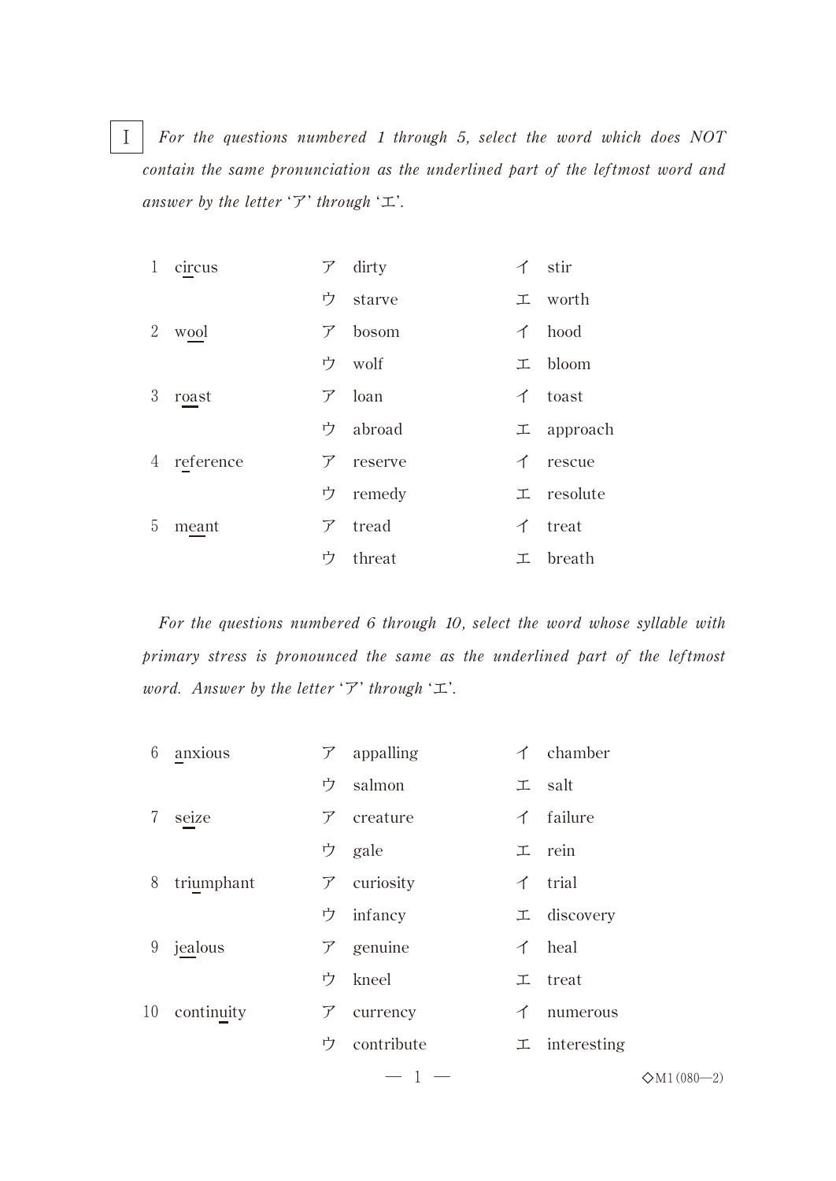Ⅰ *For the questions numbered 1 through 5, select the word which does NOT contain the same pronunciation as the underlined part of the leftmost word and answer by the letter 'ア' through 'エ'.*

1 c<u>ir</u>cus　　ア dirty　　イ stir　　ウ starve　　エ worth

2 w<u>oo</u>l　　ア bosom　　イ hood　　ウ wolf　　エ bloom

3 r<u>oa</u>st　　ア loan　　イ toast　　ウ abroad　　エ approach

4 r<u>e</u>ference　　ア reserve　　イ rescue　　ウ remedy　　エ resolute

5 m<u>ea</u>nt　　ア tread　　イ treat　　ウ threat　　エ breath

*For the questions numbered 6 through 10, select the word whose syllable with primary stress is pronounced the same as the underlined part of the leftmost word. Answer by the letter 'ア' through 'エ'.*

6 <u>a</u>nxious　　ア appalling　　イ chamber　　ウ salmon　　エ salt

7 s<u>ei</u>ze　　ア creature　　イ failure　　ウ gale　　エ rein

8 tri<u>u</u>mphant　　ア curiosity　　イ trial　　ウ infancy　　エ discovery

9 j<u>ea</u>lous　　ア genuine　　イ heal　　ウ kneel　　エ treat

10 contin<u>ui</u>ty　　ア currency　　イ numerous　　ウ contribute　　エ interesting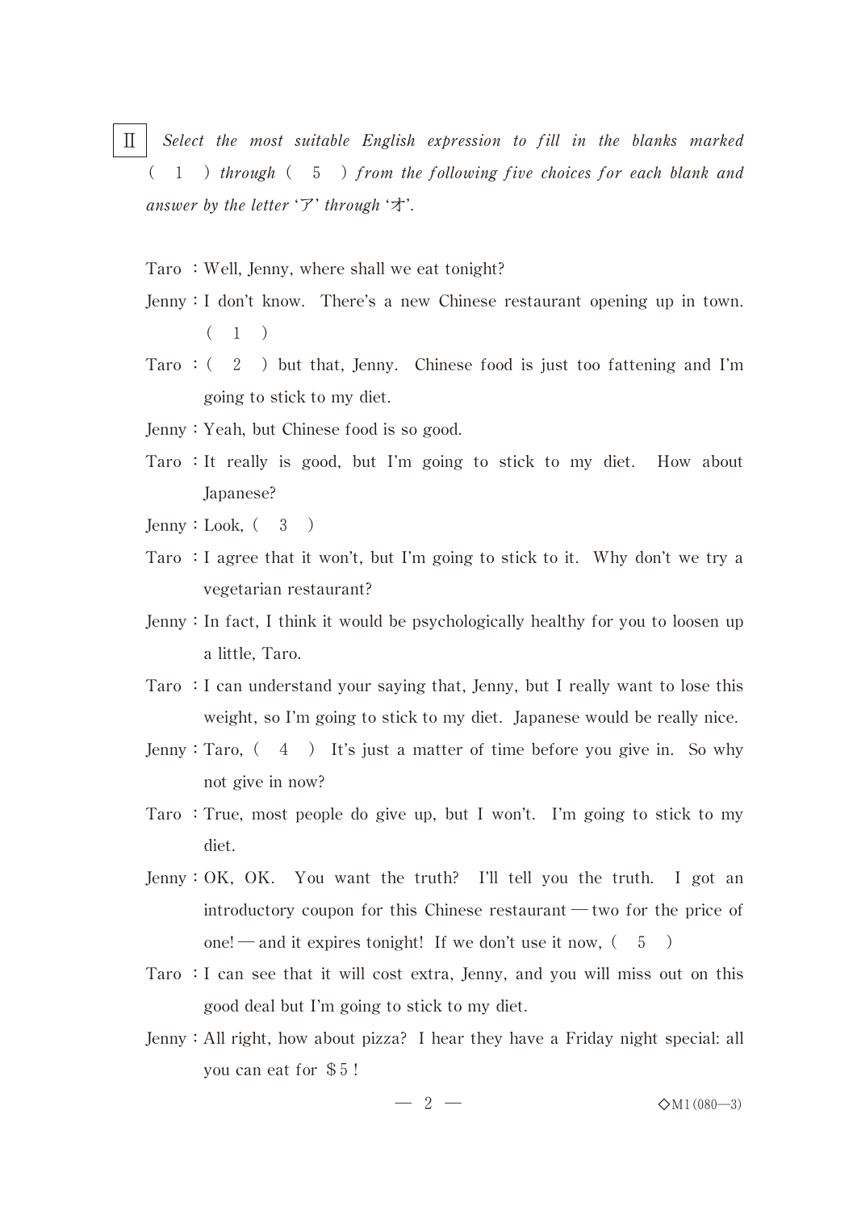Ⅱ *Select the most suitable English expression to fill in the blanks marked* ( 1 ) *through* ( 5 ) *from the following five choices for each blank and answer by the letter* 'ア' *through* 'オ'.

Taro : Well, Jenny, where shall we eat tonight?

Jenny : I don't know. There's a new Chinese restaurant opening up in town. ( 1 )

Taro : ( 2 ) but that, Jenny. Chinese food is just too fattening and I'm going to stick to my diet.

Jenny : Yeah, but Chinese food is so good.

Taro : It really is good, but I'm going to stick to my diet. How about Japanese?

Jenny : Look, ( 3 )

Taro : I agree that it won't, but I'm going to stick to it. Why don't we try a vegetarian restaurant?

Jenny : In fact, I think it would be psychologically healthy for you to loosen up a little, Taro.

Taro : I can understand your saying that, Jenny, but I really want to lose this weight, so I'm going to stick to my diet. Japanese would be really nice.

Jenny : Taro, ( 4 ) It's just a matter of time before you give in. So why not give in now?

Taro : True, most people do give up, but I won't. I'm going to stick to my diet.

Jenny : OK, OK. You want the truth? I'll tell you the truth. I got an introductory coupon for this Chinese restaurant — two for the price of one! — and it expires tonight! If we don't use it now, ( 5 )

Taro : I can see that it will cost extra, Jenny, and you will miss out on this good deal but I'm going to stick to my diet.

Jenny : All right, how about pizza? I hear they have a Friday night special: all you can eat for ＄5 !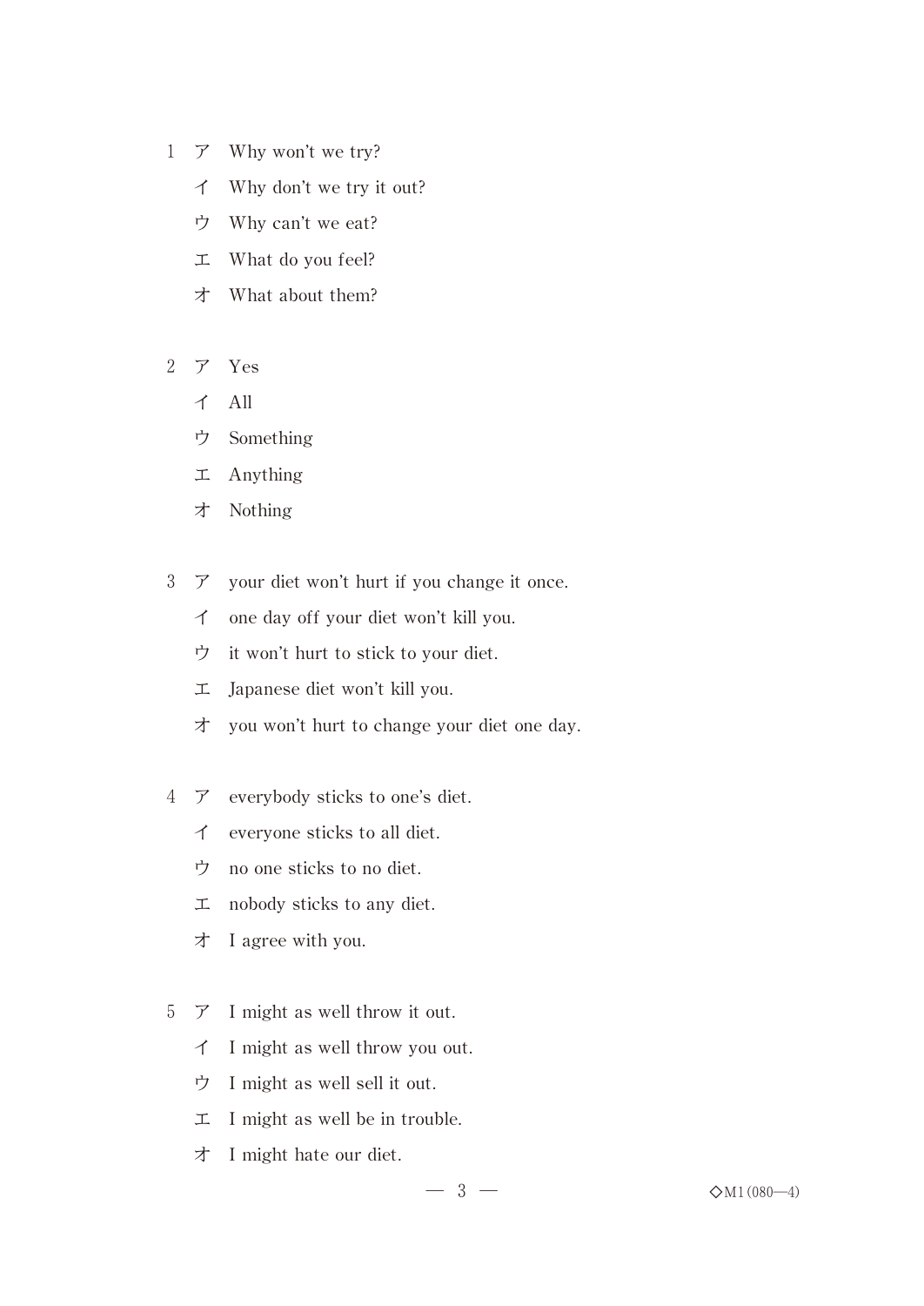1 ア Why won't we try?

　イ Why don't we try it out?

　ウ Why can't we eat?

　エ What do you feel?

　オ What about them?

2 ア Yes

　イ All

　ウ Something

　エ Anything

　オ Nothing

3 ア your diet won't hurt if you change it once.

　イ one day off your diet won't kill you.

　ウ it won't hurt to stick to your diet.

　エ Japanese diet won't kill you.

　オ you won't hurt to change your diet one day.

4 ア everybody sticks to one's diet.

　イ everyone sticks to all diet.

　ウ no one sticks to no diet.

　エ nobody sticks to any diet.

　オ I agree with you.

5 ア I might as well throw it out.

　イ I might as well throw you out.

　ウ I might as well sell it out.

　エ I might as well be in trouble.

　オ I might hate our diet.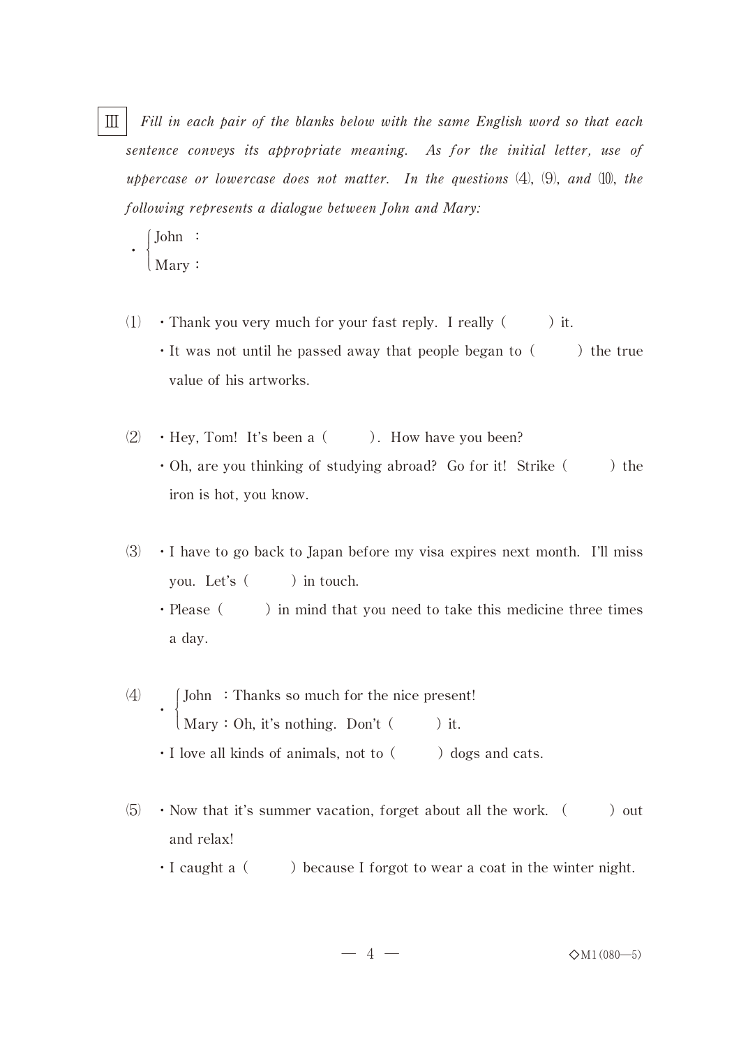Ⅲ *Fill in each pair of the blanks below with the same English word so that each sentence conveys its appropriate meaning. As for the initial letter, use of uppercase or lowercase does not matter. In the questions (4), (9), and (10), the following represents a dialogue between John and Mary:*

・ {John ：
   Mary：

(1) ・Thank you very much for your fast reply. I really (　　　) it.
　　・It was not until he passed away that people began to (　　　) the true value of his artworks.

(2) ・Hey, Tom! It's been a (　　　). How have you been?
　　・Oh, are you thinking of studying abroad? Go for it! Strike (　　　) the iron is hot, you know.

(3) ・I have to go back to Japan before my visa expires next month. I'll miss you. Let's (　　　) in touch.
　　・Please (　　　) in mind that you need to take this medicine three times a day.

(4) ・ {John ：Thanks so much for the nice present!
　　　 Mary：Oh, it's nothing. Don't (　　　) it.
　　・I love all kinds of animals, not to (　　　) dogs and cats.

(5) ・Now that it's summer vacation, forget about all the work. (　　　) out and relax!
　　・I caught a (　　　) because I forgot to wear a coat in the winter night.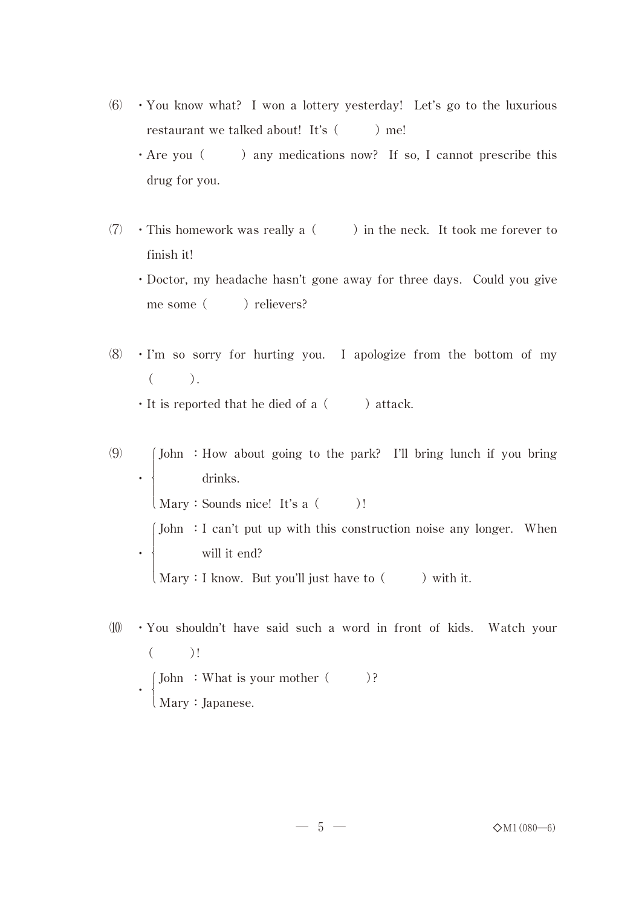(6) ・You know what? I won a lottery yesterday! Let's go to the luxurious restaurant we talked about! It's (　　　) me!

・Are you (　　　) any medications now? If so, I cannot prescribe this drug for you.

(7) ・This homework was really a (　　　) in the neck. It took me forever to finish it!

・Doctor, my headache hasn't gone away for three days. Could you give me some (　　　) relievers?

(8) ・I'm so sorry for hurting you. I apologize from the bottom of my (　　　).

・It is reported that he died of a (　　　) attack.

(9) ・
John：How about going to the park? I'll bring lunch if you bring drinks.
Mary：Sounds nice! It's a (　　　)!

・
John：I can't put up with this construction noise any longer. When will it end?
Mary：I know. But you'll just have to (　　　) with it.

(10) ・You shouldn't have said such a word in front of kids. Watch your (　　　)!

・
John：What is your mother (　　　)?
Mary：Japanese.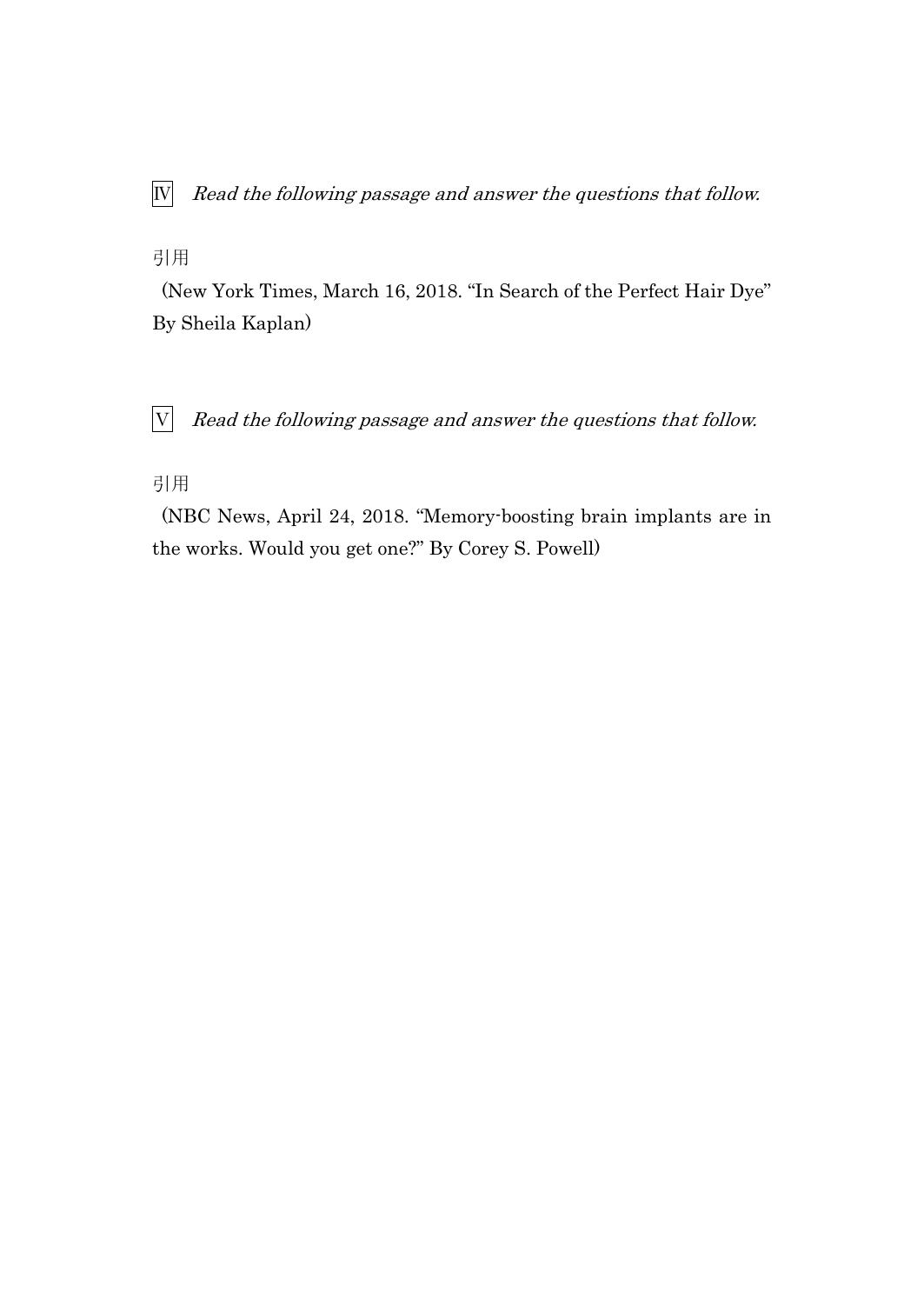Ⅳ *Read the following passage and answer the questions that follow.*

引用

（New York Times, March 16, 2018. "In Search of the Perfect Hair Dye" By Sheila Kaplan）

Ⅴ *Read the following passage and answer the questions that follow.*

引用

（NBC News, April 24, 2018. "Memory-boosting brain implants are in the works. Would you get one?" By Corey S. Powell）